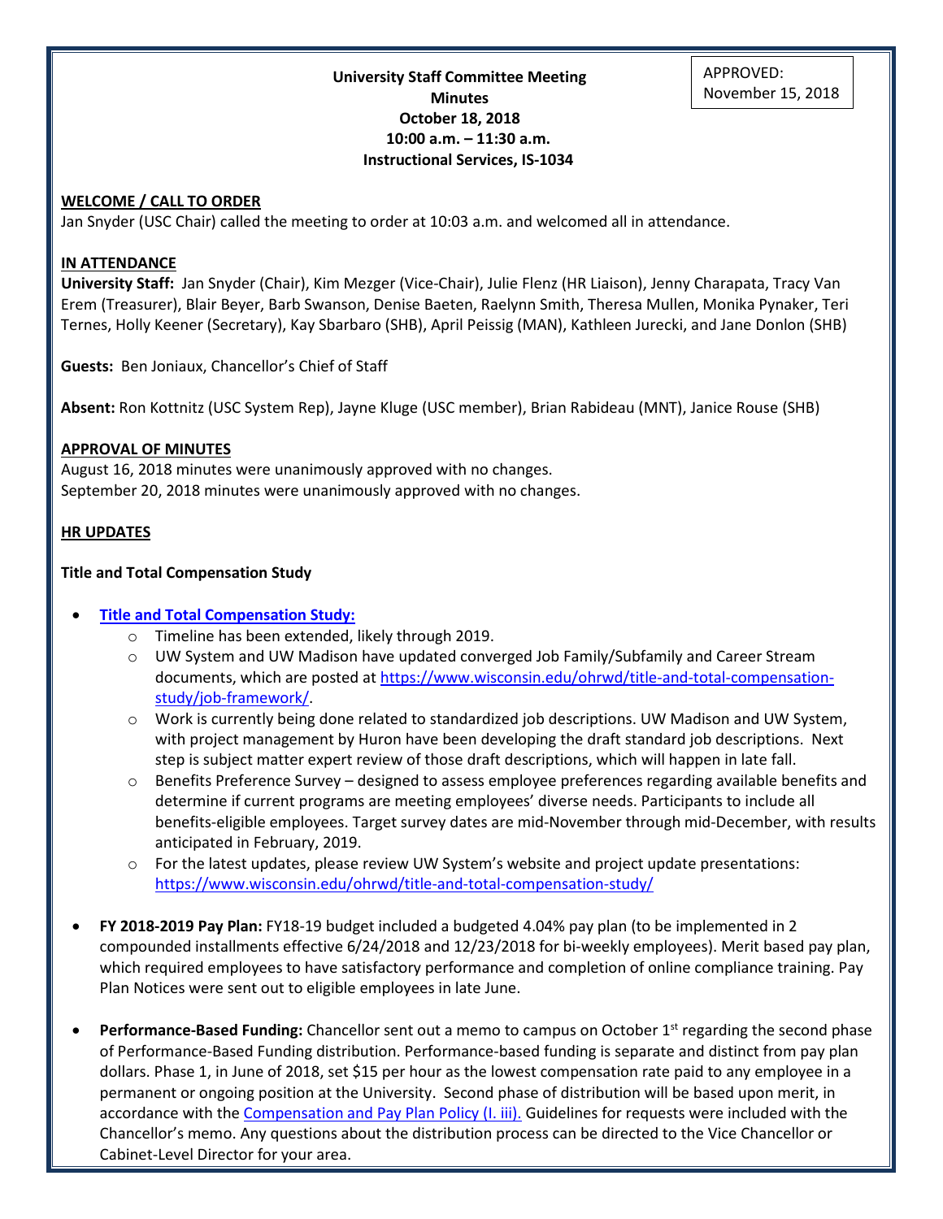APPROVED: November 15, 2018

**University Staff Committee Meeting**
**Minutes**
**October 18, 2018**
**10:00 a.m. – 11:30 a.m.**
**Instructional Services, IS-1034**

## WELCOME / CALL TO ORDER

Jan Snyder (USC Chair) called the meeting to order at 10:03 a.m. and welcomed all in attendance.

## IN ATTENDANCE

**University Staff:** Jan Snyder (Chair), Kim Mezger (Vice-Chair), Julie Flenz (HR Liaison), Jenny Charapata, Tracy Van Erem (Treasurer), Blair Beyer, Barb Swanson, Denise Baeten, Raelynn Smith, Theresa Mullen, Monika Pynaker, Teri Ternes, Holly Keener (Secretary), Kay Sbarbaro (SHB), April Peissig (MAN), Kathleen Jurecki, and Jane Donlon (SHB)

**Guests:** Ben Joniaux, Chancellor's Chief of Staff

**Absent:** Ron Kottnitz (USC System Rep), Jayne Kluge (USC member), Brian Rabideau (MNT), Janice Rouse (SHB)

## APPROVAL OF MINUTES

August 16, 2018 minutes were unanimously approved with no changes.
September 20, 2018 minutes were unanimously approved with no changes.

## HR UPDATES

### Title and Total Compensation Study

- **Title and Total Compensation Study:**
  - Timeline has been extended, likely through 2019.
  - UW System and UW Madison have updated converged Job Family/Subfamily and Career Stream documents, which are posted at https://www.wisconsin.edu/ohrwd/title-and-total-compensation-study/job-framework/.
  - Work is currently being done related to standardized job descriptions. UW Madison and UW System, with project management by Huron have been developing the draft standard job descriptions. Next step is subject matter expert review of those draft descriptions, which will happen in late fall.
  - Benefits Preference Survey – designed to assess employee preferences regarding available benefits and determine if current programs are meeting employees' diverse needs. Participants to include all benefits-eligible employees. Target survey dates are mid-November through mid-December, with results anticipated in February, 2019.
  - For the latest updates, please review UW System's website and project update presentations: https://www.wisconsin.edu/ohrwd/title-and-total-compensation-study/

- **FY 2018-2019 Pay Plan:** FY18-19 budget included a budgeted 4.04% pay plan (to be implemented in 2 compounded installments effective 6/24/2018 and 12/23/2018 for bi-weekly employees). Merit based pay plan, which required employees to have satisfactory performance and completion of online compliance training. Pay Plan Notices were sent out to eligible employees in late June.

- **Performance-Based Funding:** Chancellor sent out a memo to campus on October 1st regarding the second phase of Performance-Based Funding distribution. Performance-based funding is separate and distinct from pay plan dollars. Phase 1, in June of 2018, set $15 per hour as the lowest compensation rate paid to any employee in a permanent or ongoing position at the University. Second phase of distribution will be based upon merit, in accordance with the Compensation and Pay Plan Policy (I. iii). Guidelines for requests were included with the Chancellor's memo. Any questions about the distribution process can be directed to the Vice Chancellor or Cabinet-Level Director for your area.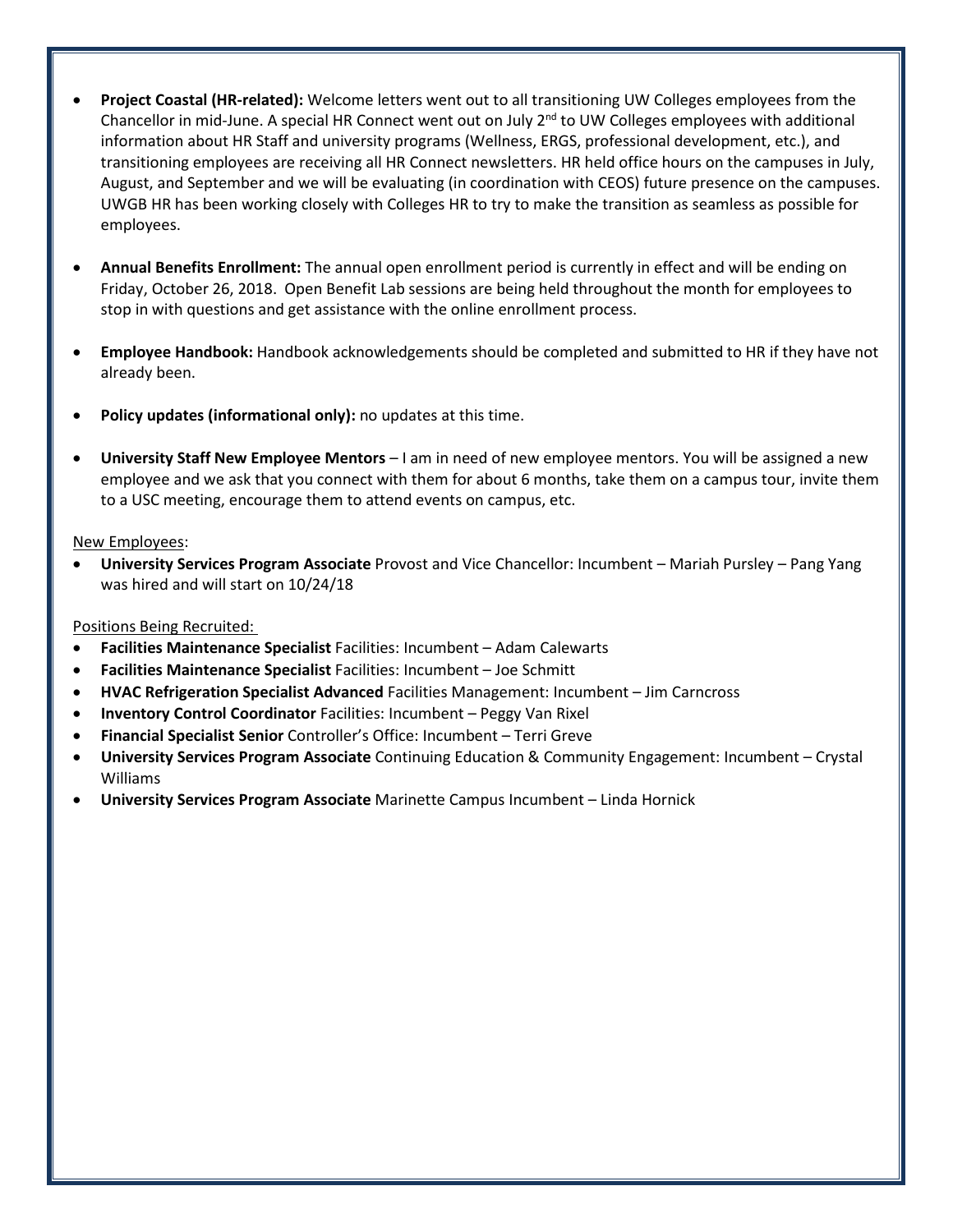- **Project Coastal (HR-related):** Welcome letters went out to all transitioning UW Colleges employees from the Chancellor in mid-June. A special HR Connect went out on July 2nd to UW Colleges employees with additional information about HR Staff and university programs (Wellness, ERGS, professional development, etc.), and transitioning employees are receiving all HR Connect newsletters. HR held office hours on the campuses in July, August, and September and we will be evaluating (in coordination with CEOS) future presence on the campuses. UWGB HR has been working closely with Colleges HR to try to make the transition as seamless as possible for employees.

- **Annual Benefits Enrollment:** The annual open enrollment period is currently in effect and will be ending on Friday, October 26, 2018. Open Benefit Lab sessions are being held throughout the month for employees to stop in with questions and get assistance with the online enrollment process.

- **Employee Handbook:** Handbook acknowledgements should be completed and submitted to HR if they have not already been.

- **Policy updates (informational only):** no updates at this time.

- **University Staff New Employee Mentors** – I am in need of new employee mentors. You will be assigned a new employee and we ask that you connect with them for about 6 months, take them on a campus tour, invite them to a USC meeting, encourage them to attend events on campus, etc.

New Employees:

- **University Services Program Associate** Provost and Vice Chancellor: Incumbent – Mariah Pursley – Pang Yang was hired and will start on 10/24/18

Positions Being Recruited:

- **Facilities Maintenance Specialist** Facilities: Incumbent – Adam Calewarts
- **Facilities Maintenance Specialist** Facilities: Incumbent – Joe Schmitt
- **HVAC Refrigeration Specialist Advanced** Facilities Management: Incumbent – Jim Carncross
- **Inventory Control Coordinator** Facilities: Incumbent – Peggy Van Rixel
- **Financial Specialist Senior** Controller's Office: Incumbent – Terri Greve
- **University Services Program Associate** Continuing Education & Community Engagement: Incumbent – Crystal Williams
- **University Services Program Associate** Marinette Campus Incumbent – Linda Hornick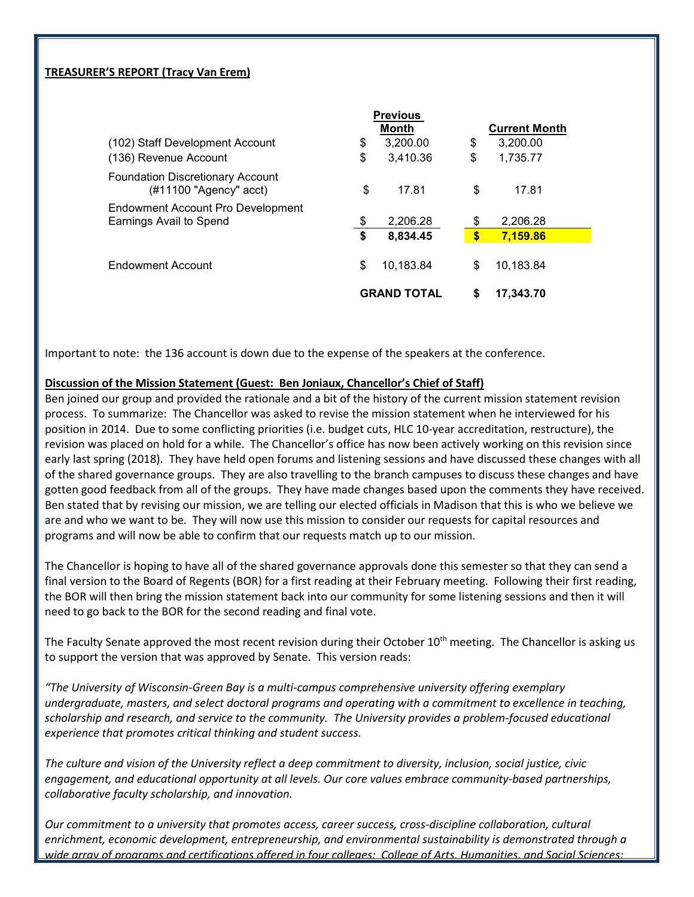**TREASURER'S REPORT (Tracy Van Erem)**

| | Previous Month | Current Month |
|---|---|---|
| (102) Staff Development Account | $ 3,200.00 | $ 3,200.00 |
| (136) Revenue Account | $ 3,410.36 | $ 1,735.77 |
| Foundation Discretionary Account (#11100 "Agency" acct) | $ 17.81 | $ 17.81 |
| Endowment Account Pro Development Earnings Avail to Spend | $ 2,206.28 | $ 2,206.28 |
| | **$ 8,834.45** | **$ 7,159.86** |
| Endowment Account | $ 10,183.84 | $ 10,183.84 |
| | **GRAND TOTAL** | **$ 17,343.70** |

Important to note: the 136 account is down due to the expense of the speakers at the conference.

**Discussion of the Mission Statement (Guest: Ben Joniaux, Chancellor's Chief of Staff)**

Ben joined our group and provided the rationale and a bit of the history of the current mission statement revision process. To summarize: The Chancellor was asked to revise the mission statement when he interviewed for his position in 2014. Due to some conflicting priorities (i.e. budget cuts, HLC 10-year accreditation, restructure), the revision was placed on hold for a while. The Chancellor's office has now been actively working on this revision since early last spring (2018). They have held open forums and listening sessions and have discussed these changes with all of the shared governance groups. They are also travelling to the branch campuses to discuss these changes and have gotten good feedback from all of the groups. They have made changes based upon the comments they have received. Ben stated that by revising our mission, we are telling our elected officials in Madison that this is who we believe we are and who we want to be. They will now use this mission to consider our requests for capital resources and programs and will now be able to confirm that our requests match up to our mission.

The Chancellor is hoping to have all of the shared governance approvals done this semester so that they can send a final version to the Board of Regents (BOR) for a first reading at their February meeting. Following their first reading, the BOR will then bring the mission statement back into our community for some listening sessions and then it will need to go back to the BOR for the second reading and final vote.

The Faculty Senate approved the most recent revision during their October 10th meeting. The Chancellor is asking us to support the version that was approved by Senate. This version reads:

*"The University of Wisconsin-Green Bay is a multi-campus comprehensive university offering exemplary undergraduate, masters, and select doctoral programs and operating with a commitment to excellence in teaching, scholarship and research, and service to the community. The University provides a problem-focused educational experience that promotes critical thinking and student success.*

*The culture and vision of the University reflect a deep commitment to diversity, inclusion, social justice, civic engagement, and educational opportunity at all levels. Our core values embrace community-based partnerships, collaborative faculty scholarship, and innovation.*

*Our commitment to a university that promotes access, career success, cross-discipline collaboration, cultural enrichment, economic development, entrepreneurship, and environmental sustainability is demonstrated through a wide array of programs and certifications offered in four colleges: College of Arts, Humanities, and Social Sciences;*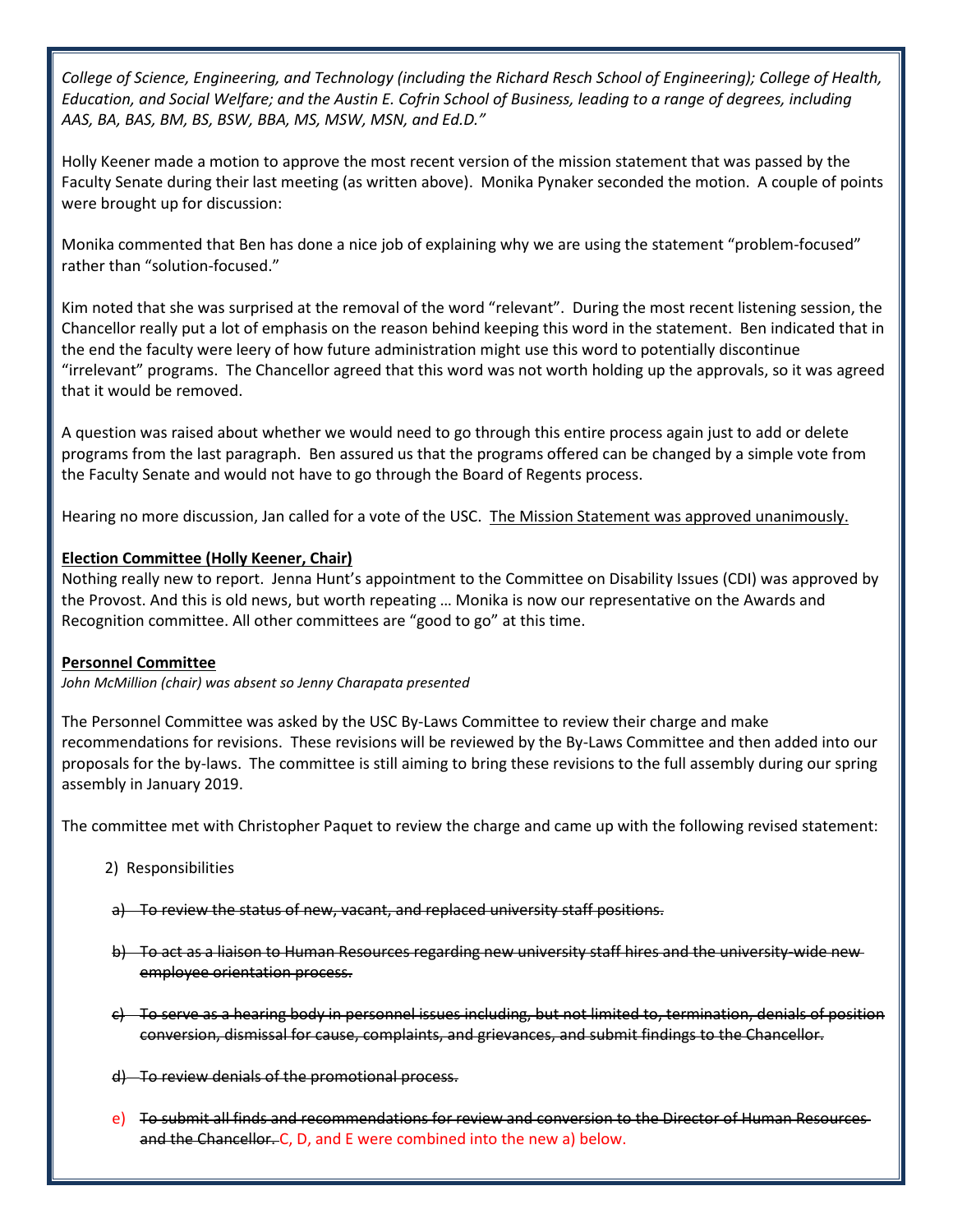*College of Science, Engineering, and Technology (including the Richard Resch School of Engineering); College of Health, Education, and Social Welfare; and the Austin E. Cofrin School of Business, leading to a range of degrees, including AAS, BA, BAS, BM, BS, BSW, BBA, MS, MSW, MSN, and Ed.D."*

Holly Keener made a motion to approve the most recent version of the mission statement that was passed by the Faculty Senate during their last meeting (as written above). Monika Pynaker seconded the motion. A couple of points were brought up for discussion:

Monika commented that Ben has done a nice job of explaining why we are using the statement "problem-focused" rather than "solution-focused."

Kim noted that she was surprised at the removal of the word "relevant". During the most recent listening session, the Chancellor really put a lot of emphasis on the reason behind keeping this word in the statement. Ben indicated that in the end the faculty were leery of how future administration might use this word to potentially discontinue "irrelevant" programs. The Chancellor agreed that this word was not worth holding up the approvals, so it was agreed that it would be removed.

A question was raised about whether we would need to go through this entire process again just to add or delete programs from the last paragraph. Ben assured us that the programs offered can be changed by a simple vote from the Faculty Senate and would not have to go through the Board of Regents process.

Hearing no more discussion, Jan called for a vote of the USC. <u>The Mission Statement was approved unanimously.</u>

**<u>Election Committee (Holly Keener, Chair)</u>**
Nothing really new to report. Jenna Hunt's appointment to the Committee on Disability Issues (CDI) was approved by the Provost. And this is old news, but worth repeating … Monika is now our representative on the Awards and Recognition committee. All other committees are "good to go" at this time.

**<u>Personnel Committee</u>**
*John McMillion (chair) was absent so Jenny Charapata presented*

The Personnel Committee was asked by the USC By-Laws Committee to review their charge and make recommendations for revisions. These revisions will be reviewed by the By-Laws Committee and then added into our proposals for the by-laws. The committee is still aiming to bring these revisions to the full assembly during our spring assembly in January 2019.

The committee met with Christopher Paquet to review the charge and came up with the following revised statement:

2) Responsibilities

a) ~~To review the status of new, vacant, and replaced university staff positions.~~

b) ~~To act as a liaison to Human Resources regarding new university staff hires and the university-wide new employee orientation process.~~

c) ~~To serve as a hearing body in personnel issues including, but not limited to, termination, denials of position conversion, dismissal for cause, complaints, and grievances, and submit findings to the Chancellor.~~

d) ~~To review denials of the promotional process.~~

e) ~~To submit all finds and recommendations for review and conversion to the Director of Human Resources and the Chancellor.~~ C, D, and E were combined into the new a) below.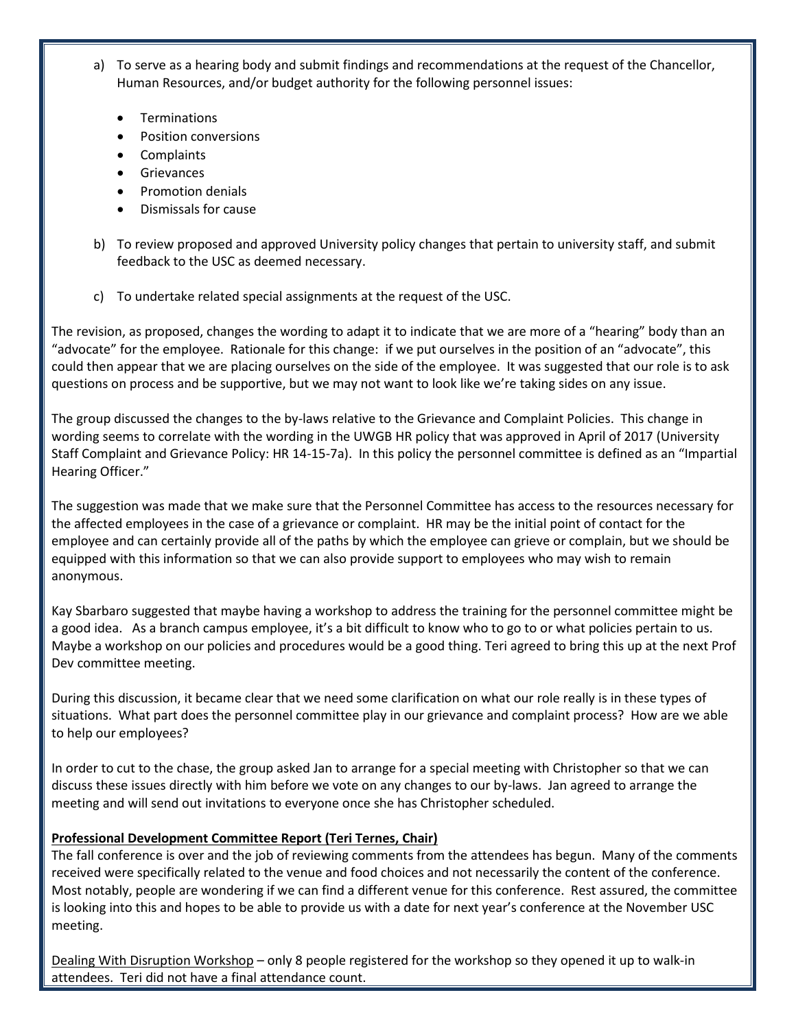a) To serve as a hearing body and submit findings and recommendations at the request of the Chancellor, Human Resources, and/or budget authority for the following personnel issues:

   - Terminations
   - Position conversions
   - Complaints
   - Grievances
   - Promotion denials
   - Dismissals for cause

b) To review proposed and approved University policy changes that pertain to university staff, and submit feedback to the USC as deemed necessary.

c) To undertake related special assignments at the request of the USC.

The revision, as proposed, changes the wording to adapt it to indicate that we are more of a "hearing" body than an "advocate" for the employee. Rationale for this change: if we put ourselves in the position of an "advocate", this could then appear that we are placing ourselves on the side of the employee. It was suggested that our role is to ask questions on process and be supportive, but we may not want to look like we're taking sides on any issue.

The group discussed the changes to the by-laws relative to the Grievance and Complaint Policies. This change in wording seems to correlate with the wording in the UWGB HR policy that was approved in April of 2017 (University Staff Complaint and Grievance Policy: HR 14-15-7a). In this policy the personnel committee is defined as an "Impartial Hearing Officer."

The suggestion was made that we make sure that the Personnel Committee has access to the resources necessary for the affected employees in the case of a grievance or complaint. HR may be the initial point of contact for the employee and can certainly provide all of the paths by which the employee can grieve or complain, but we should be equipped with this information so that we can also provide support to employees who may wish to remain anonymous.

Kay Sbarbaro suggested that maybe having a workshop to address the training for the personnel committee might be a good idea. As a branch campus employee, it's a bit difficult to know who to go to or what policies pertain to us. Maybe a workshop on our policies and procedures would be a good thing. Teri agreed to bring this up at the next Prof Dev committee meeting.

During this discussion, it became clear that we need some clarification on what our role really is in these types of situations. What part does the personnel committee play in our grievance and complaint process? How are we able to help our employees?

In order to cut to the chase, the group asked Jan to arrange for a special meeting with Christopher so that we can discuss these issues directly with him before we vote on any changes to our by-laws. Jan agreed to arrange the meeting and will send out invitations to everyone once she has Christopher scheduled.

**Professional Development Committee Report (Teri Ternes, Chair)**

The fall conference is over and the job of reviewing comments from the attendees has begun. Many of the comments received were specifically related to the venue and food choices and not necessarily the content of the conference. Most notably, people are wondering if we can find a different venue for this conference. Rest assured, the committee is looking into this and hopes to be able to provide us with a date for next year's conference at the November USC meeting.

Dealing With Disruption Workshop – only 8 people registered for the workshop so they opened it up to walk-in attendees. Teri did not have a final attendance count.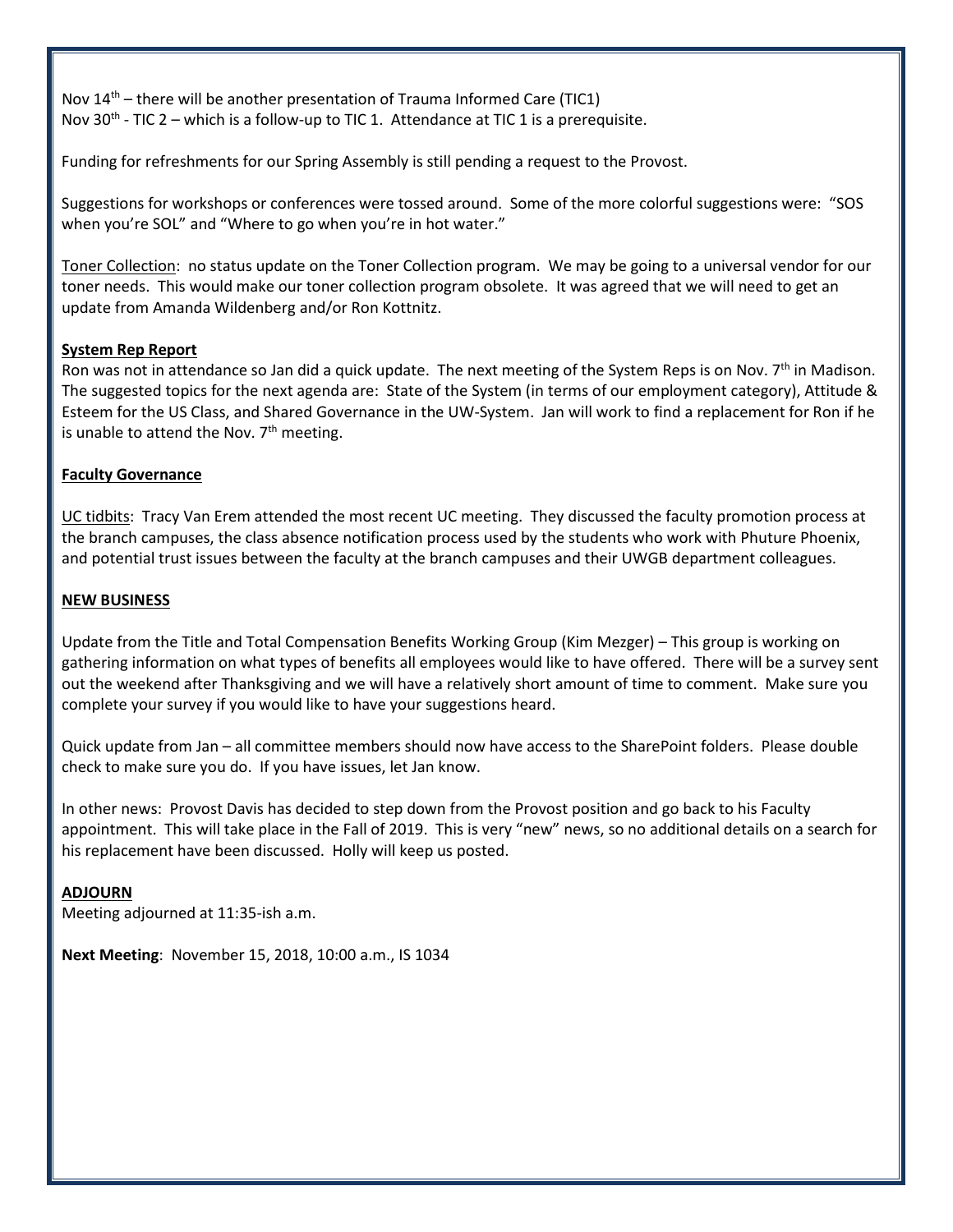Nov 14th – there will be another presentation of Trauma Informed Care (TIC1)
Nov 30th - TIC 2 – which is a follow-up to TIC 1. Attendance at TIC 1 is a prerequisite.

Funding for refreshments for our Spring Assembly is still pending a request to the Provost.

Suggestions for workshops or conferences were tossed around. Some of the more colorful suggestions were: "SOS when you're SOL" and "Where to go when you're in hot water."

Toner Collection: no status update on the Toner Collection program. We may be going to a universal vendor for our toner needs. This would make our toner collection program obsolete. It was agreed that we will need to get an update from Amanda Wildenberg and/or Ron Kottnitz.

**System Rep Report**

Ron was not in attendance so Jan did a quick update. The next meeting of the System Reps is on Nov. 7th in Madison. The suggested topics for the next agenda are: State of the System (in terms of our employment category), Attitude & Esteem for the US Class, and Shared Governance in the UW-System. Jan will work to find a replacement for Ron if he is unable to attend the Nov. 7th meeting.

**Faculty Governance**

UC tidbits: Tracy Van Erem attended the most recent UC meeting. They discussed the faculty promotion process at the branch campuses, the class absence notification process used by the students who work with Phuture Phoenix, and potential trust issues between the faculty at the branch campuses and their UWGB department colleagues.

**NEW BUSINESS**

Update from the Title and Total Compensation Benefits Working Group (Kim Mezger) – This group is working on gathering information on what types of benefits all employees would like to have offered. There will be a survey sent out the weekend after Thanksgiving and we will have a relatively short amount of time to comment. Make sure you complete your survey if you would like to have your suggestions heard.

Quick update from Jan – all committee members should now have access to the SharePoint folders. Please double check to make sure you do. If you have issues, let Jan know.

In other news: Provost Davis has decided to step down from the Provost position and go back to his Faculty appointment. This will take place in the Fall of 2019. This is very "new" news, so no additional details on a search for his replacement have been discussed. Holly will keep us posted.

**ADJOURN**

Meeting adjourned at 11:35-ish a.m.

**Next Meeting**: November 15, 2018, 10:00 a.m., IS 1034